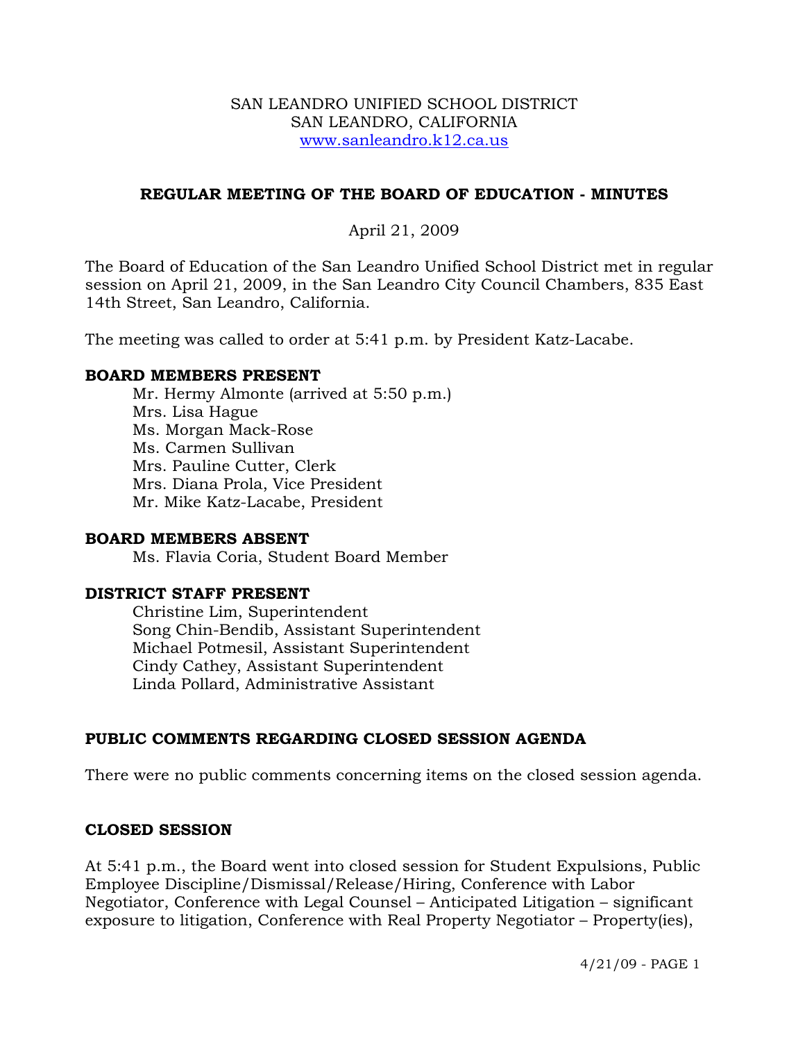SAN LEANDRO UNIFIED SCHOOL DISTRICT
SAN LEANDRO, CALIFORNIA
www.sanleandro.k12.ca.us

## REGULAR MEETING OF THE BOARD OF EDUCATION - MINUTES

April 21, 2009

The Board of Education of the San Leandro Unified School District met in regular session on April 21, 2009, in the San Leandro City Council Chambers, 835 East 14th Street, San Leandro, California.

The meeting was called to order at 5:41 p.m. by President Katz-Lacabe.

### BOARD MEMBERS PRESENT

Mr. Hermy Almonte (arrived at 5:50 p.m.)
Mrs. Lisa Hague
Ms. Morgan Mack-Rose
Ms. Carmen Sullivan
Mrs. Pauline Cutter, Clerk
Mrs. Diana Prola, Vice President
Mr. Mike Katz-Lacabe, President

### BOARD MEMBERS ABSENT

Ms. Flavia Coria, Student Board Member

### DISTRICT STAFF PRESENT

Christine Lim, Superintendent
Song Chin-Bendib, Assistant Superintendent
Michael Potmesil, Assistant Superintendent
Cindy Cathey, Assistant Superintendent
Linda Pollard, Administrative Assistant

### PUBLIC COMMENTS REGARDING CLOSED SESSION AGENDA

There were no public comments concerning items on the closed session agenda.

### CLOSED SESSION

At 5:41 p.m., the Board went into closed session for Student Expulsions, Public Employee Discipline/Dismissal/Release/Hiring, Conference with Labor Negotiator, Conference with Legal Counsel – Anticipated Litigation – significant exposure to litigation, Conference with Real Property Negotiator – Property(ies),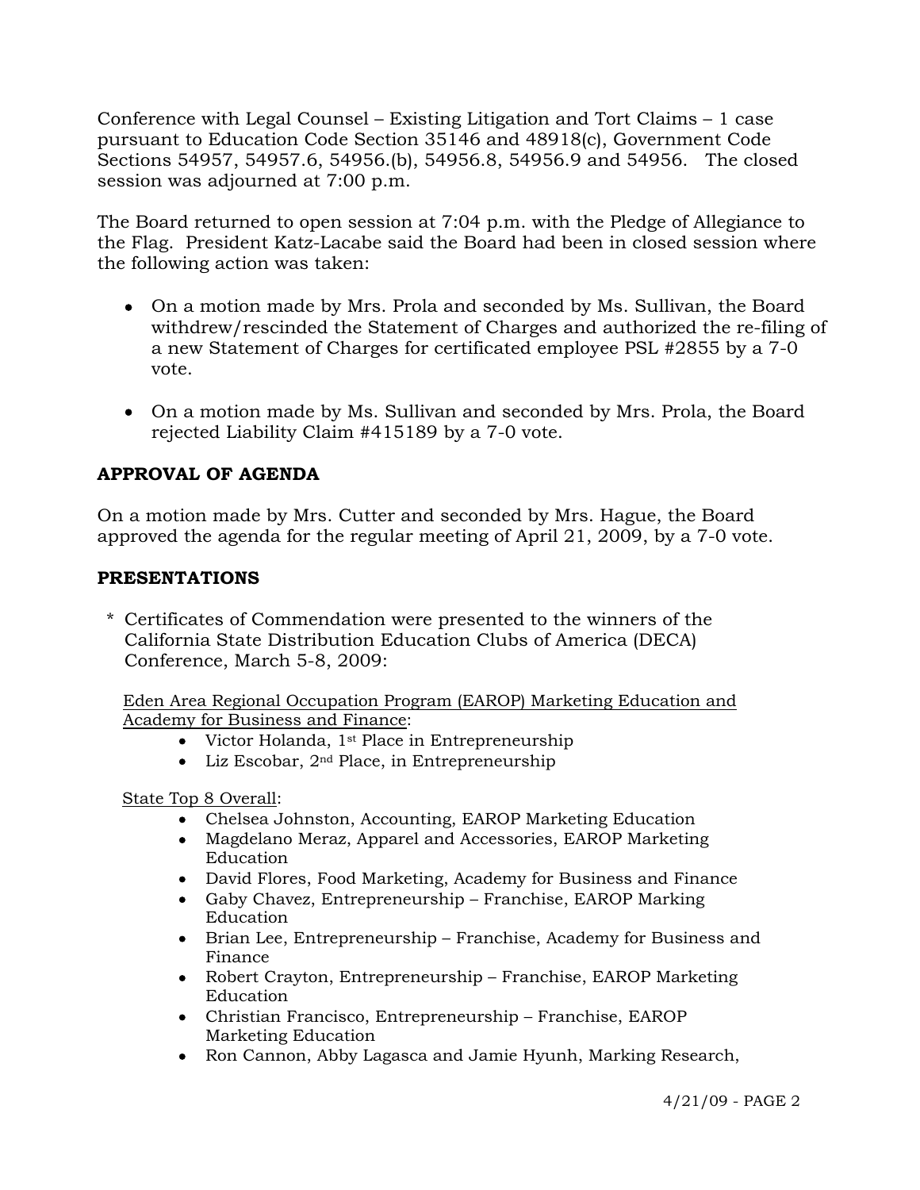Conference with Legal Counsel – Existing Litigation and Tort Claims – 1 case pursuant to Education Code Section 35146 and 48918(c), Government Code Sections 54957, 54957.6, 54956.(b), 54956.8, 54956.9 and 54956. The closed session was adjourned at 7:00 p.m.

The Board returned to open session at 7:04 p.m. with the Pledge of Allegiance to the Flag. President Katz-Lacabe said the Board had been in closed session where the following action was taken:

- On a motion made by Mrs. Prola and seconded by Ms. Sullivan, the Board withdrew/rescinded the Statement of Charges and authorized the re-filing of a new Statement of Charges for certificated employee PSL #2855 by a 7-0 vote.
- On a motion made by Ms. Sullivan and seconded by Mrs. Prola, the Board rejected Liability Claim #415189 by a 7-0 vote.

## APPROVAL OF AGENDA

On a motion made by Mrs. Cutter and seconded by Mrs. Hague, the Board approved the agenda for the regular meeting of April 21, 2009, by a 7-0 vote.

## PRESENTATIONS

* Certificates of Commendation were presented to the winners of the California State Distribution Education Clubs of America (DECA) Conference, March 5-8, 2009:

Eden Area Regional Occupation Program (EAROP) Marketing Education and Academy for Business and Finance:

- Victor Holanda, 1st Place in Entrepreneurship
- Liz Escobar, 2nd Place, in Entrepreneurship

State Top 8 Overall:

- Chelsea Johnston, Accounting, EAROP Marketing Education
- Magdelano Meraz, Apparel and Accessories, EAROP Marketing Education
- David Flores, Food Marketing, Academy for Business and Finance
- Gaby Chavez, Entrepreneurship – Franchise, EAROP Marking Education
- Brian Lee, Entrepreneurship – Franchise, Academy for Business and Finance
- Robert Crayton, Entrepreneurship – Franchise, EAROP Marketing Education
- Christian Francisco, Entrepreneurship – Franchise, EAROP Marketing Education
- Ron Cannon, Abby Lagasca and Jamie Hyunh, Marking Research,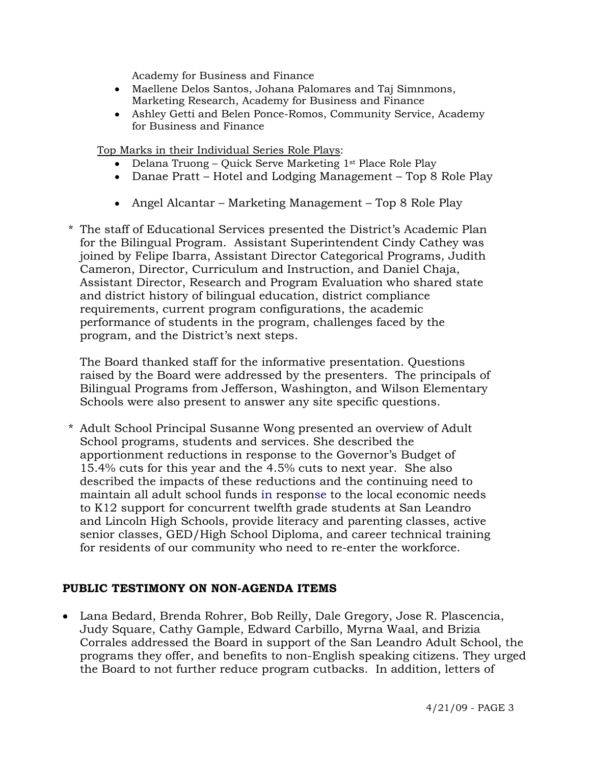Academy for Business and Finance

- Maellene Delos Santos, Johana Palomares and Taj Simnmons, Marketing Research, Academy for Business and Finance
- Ashley Getti and Belen Ponce-Romos, Community Service, Academy for Business and Finance

Top Marks in their Individual Series Role Plays:

- Delana Truong – Quick Serve Marketing 1st Place Role Play
- Danae Pratt – Hotel and Lodging Management – Top 8 Role Play
- Angel Alcantar – Marketing Management – Top 8 Role Play

\* The staff of Educational Services presented the District's Academic Plan for the Bilingual Program. Assistant Superintendent Cindy Cathey was joined by Felipe Ibarra, Assistant Director Categorical Programs, Judith Cameron, Director, Curriculum and Instruction, and Daniel Chaja, Assistant Director, Research and Program Evaluation who shared state and district history of bilingual education, district compliance requirements, current program configurations, the academic performance of students in the program, challenges faced by the program, and the District's next steps.

The Board thanked staff for the informative presentation. Questions raised by the Board were addressed by the presenters. The principals of Bilingual Programs from Jefferson, Washington, and Wilson Elementary Schools were also present to answer any site specific questions.

\* Adult School Principal Susanne Wong presented an overview of Adult School programs, students and services. She described the apportionment reductions in response to the Governor's Budget of 15.4% cuts for this year and the 4.5% cuts to next year. She also described the impacts of these reductions and the continuing need to maintain all adult school funds in response to the local economic needs to K12 support for concurrent twelfth grade students at San Leandro and Lincoln High Schools, provide literacy and parenting classes, active senior classes, GED/High School Diploma, and career technical training for residents of our community who need to re-enter the workforce.

## PUBLIC TESTIMONY ON NON-AGENDA ITEMS

- Lana Bedard, Brenda Rohrer, Bob Reilly, Dale Gregory, Jose R. Plascencia, Judy Square, Cathy Gample, Edward Carbillo, Myrna Waal, and Brizia Corrales addressed the Board in support of the San Leandro Adult School, the programs they offer, and benefits to non-English speaking citizens. They urged the Board to not further reduce program cutbacks. In addition, letters of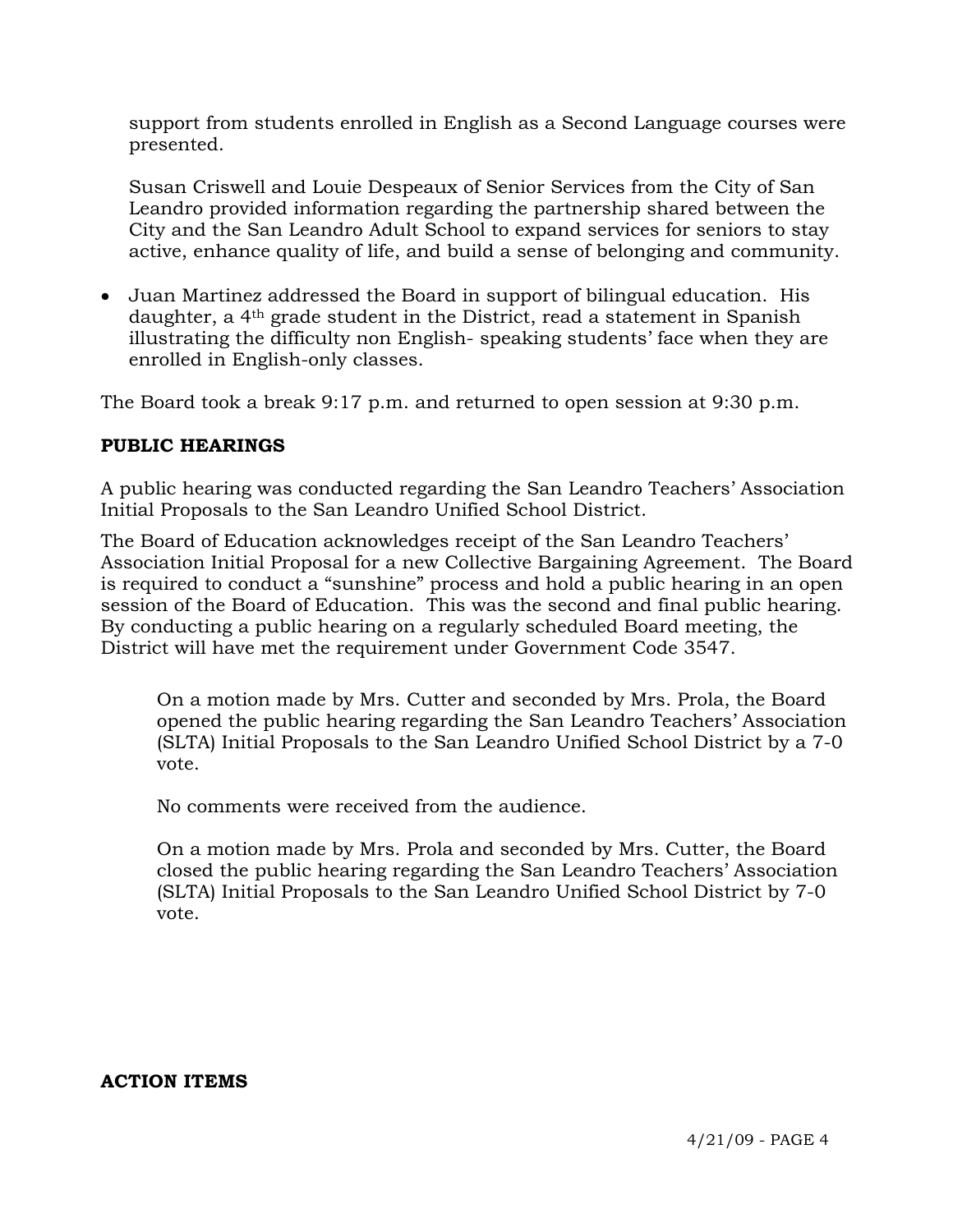support from students enrolled in English as a Second Language courses were presented.

Susan Criswell and Louie Despeaux of Senior Services from the City of San Leandro provided information regarding the partnership shared between the City and the San Leandro Adult School to expand services for seniors to stay active, enhance quality of life, and build a sense of belonging and community.

- Juan Martinez addressed the Board in support of bilingual education. His daughter, a 4th grade student in the District, read a statement in Spanish illustrating the difficulty non English- speaking students' face when they are enrolled in English-only classes.

The Board took a break 9:17 p.m. and returned to open session at 9:30 p.m.

**PUBLIC HEARINGS**

A public hearing was conducted regarding the San Leandro Teachers' Association Initial Proposals to the San Leandro Unified School District.

The Board of Education acknowledges receipt of the San Leandro Teachers' Association Initial Proposal for a new Collective Bargaining Agreement. The Board is required to conduct a "sunshine" process and hold a public hearing in an open session of the Board of Education. This was the second and final public hearing. By conducting a public hearing on a regularly scheduled Board meeting, the District will have met the requirement under Government Code 3547.

> On a motion made by Mrs. Cutter and seconded by Mrs. Prola, the Board opened the public hearing regarding the San Leandro Teachers' Association (SLTA) Initial Proposals to the San Leandro Unified School District by a 7-0 vote.
>
> No comments were received from the audience.
>
> On a motion made by Mrs. Prola and seconded by Mrs. Cutter, the Board closed the public hearing regarding the San Leandro Teachers' Association (SLTA) Initial Proposals to the San Leandro Unified School District by 7-0 vote.

**ACTION ITEMS**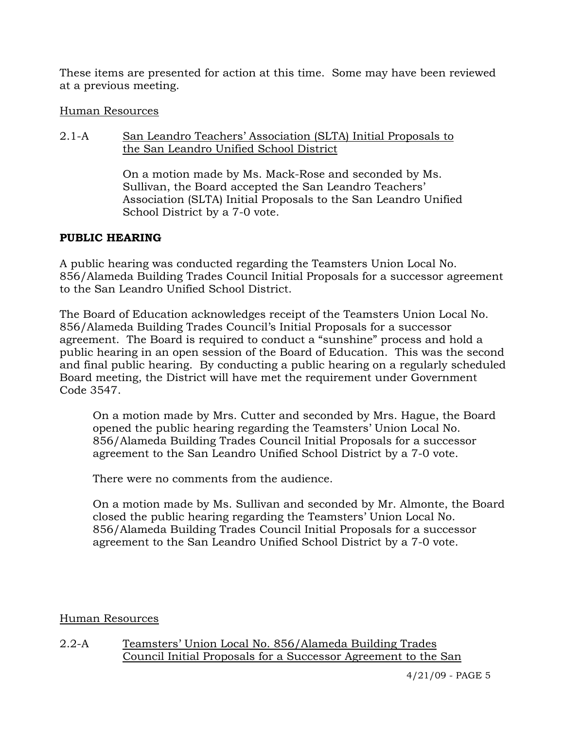These items are presented for action at this time. Some may have been reviewed at a previous meeting.

Human Resources

2.1-A San Leandro Teachers' Association (SLTA) Initial Proposals to the San Leandro Unified School District

On a motion made by Ms. Mack-Rose and seconded by Ms. Sullivan, the Board accepted the San Leandro Teachers' Association (SLTA) Initial Proposals to the San Leandro Unified School District by a 7-0 vote.

**PUBLIC HEARING**

A public hearing was conducted regarding the Teamsters Union Local No. 856/Alameda Building Trades Council Initial Proposals for a successor agreement to the San Leandro Unified School District.

The Board of Education acknowledges receipt of the Teamsters Union Local No. 856/Alameda Building Trades Council's Initial Proposals for a successor agreement. The Board is required to conduct a "sunshine" process and hold a public hearing in an open session of the Board of Education. This was the second and final public hearing. By conducting a public hearing on a regularly scheduled Board meeting, the District will have met the requirement under Government Code 3547.

On a motion made by Mrs. Cutter and seconded by Mrs. Hague, the Board opened the public hearing regarding the Teamsters' Union Local No. 856/Alameda Building Trades Council Initial Proposals for a successor agreement to the San Leandro Unified School District by a 7-0 vote.

There were no comments from the audience.

On a motion made by Ms. Sullivan and seconded by Mr. Almonte, the Board closed the public hearing regarding the Teamsters' Union Local No. 856/Alameda Building Trades Council Initial Proposals for a successor agreement to the San Leandro Unified School District by a 7-0 vote.

Human Resources

2.2-A Teamsters' Union Local No. 856/Alameda Building Trades Council Initial Proposals for a Successor Agreement to the San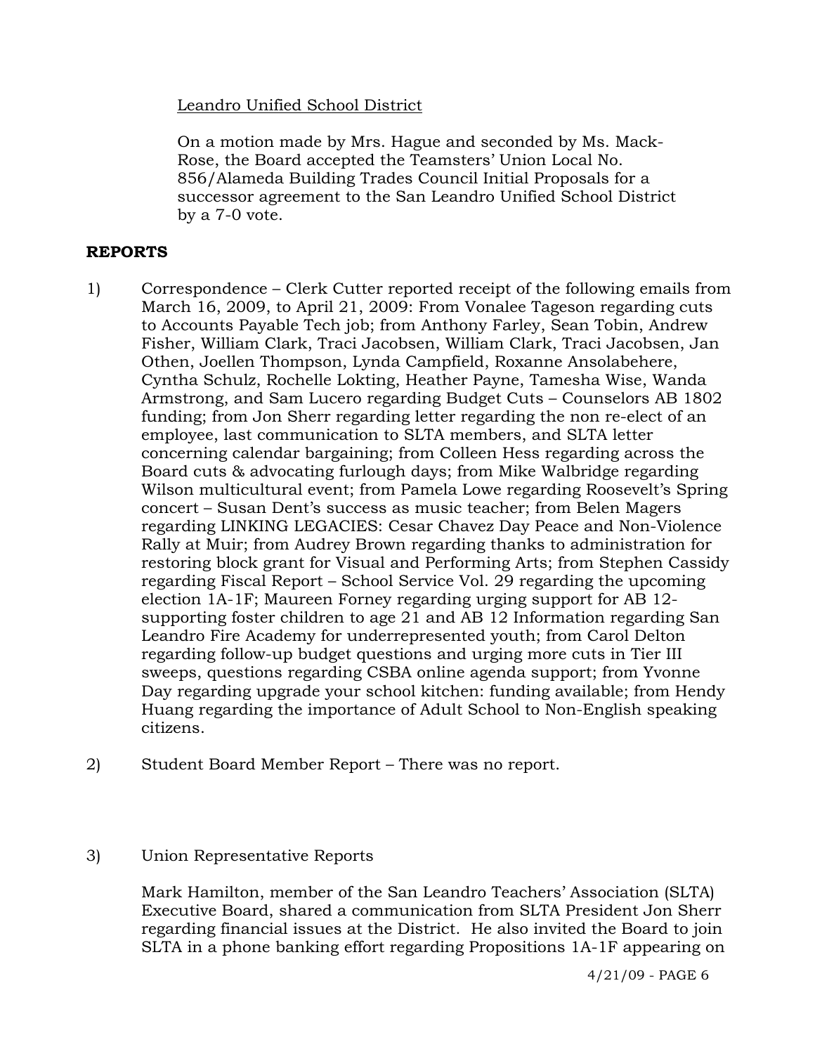Leandro Unified School District

On a motion made by Mrs. Hague and seconded by Ms. Mack-Rose, the Board accepted the Teamsters' Union Local No. 856/Alameda Building Trades Council Initial Proposals for a successor agreement to the San Leandro Unified School District by a 7-0 vote.

## REPORTS

1) Correspondence – Clerk Cutter reported receipt of the following emails from March 16, 2009, to April 21, 2009: From Vonalee Tageson regarding cuts to Accounts Payable Tech job; from Anthony Farley, Sean Tobin, Andrew Fisher, William Clark, Traci Jacobsen, William Clark, Traci Jacobsen, Jan Othen, Joellen Thompson, Lynda Campfield, Roxanne Ansolabehere, Cyntha Schulz, Rochelle Lokting, Heather Payne, Tamesha Wise, Wanda Armstrong, and Sam Lucero regarding Budget Cuts – Counselors AB 1802 funding; from Jon Sherr regarding letter regarding the non re-elect of an employee, last communication to SLTA members, and SLTA letter concerning calendar bargaining; from Colleen Hess regarding across the Board cuts & advocating furlough days; from Mike Walbridge regarding Wilson multicultural event; from Pamela Lowe regarding Roosevelt's Spring concert – Susan Dent's success as music teacher; from Belen Magers regarding LINKING LEGACIES: Cesar Chavez Day Peace and Non-Violence Rally at Muir; from Audrey Brown regarding thanks to administration for restoring block grant for Visual and Performing Arts; from Stephen Cassidy regarding Fiscal Report – School Service Vol. 29 regarding the upcoming election 1A-1F; Maureen Forney regarding urging support for AB 12-supporting foster children to age 21 and AB 12 Information regarding San Leandro Fire Academy for underrepresented youth; from Carol Delton regarding follow-up budget questions and urging more cuts in Tier III sweeps, questions regarding CSBA online agenda support; from Yvonne Day regarding upgrade your school kitchen: funding available; from Hendy Huang regarding the importance of Adult School to Non-English speaking citizens.

2) Student Board Member Report – There was no report.

3) Union Representative Reports

   Mark Hamilton, member of the San Leandro Teachers' Association (SLTA) Executive Board, shared a communication from SLTA President Jon Sherr regarding financial issues at the District. He also invited the Board to join SLTA in a phone banking effort regarding Propositions 1A-1F appearing on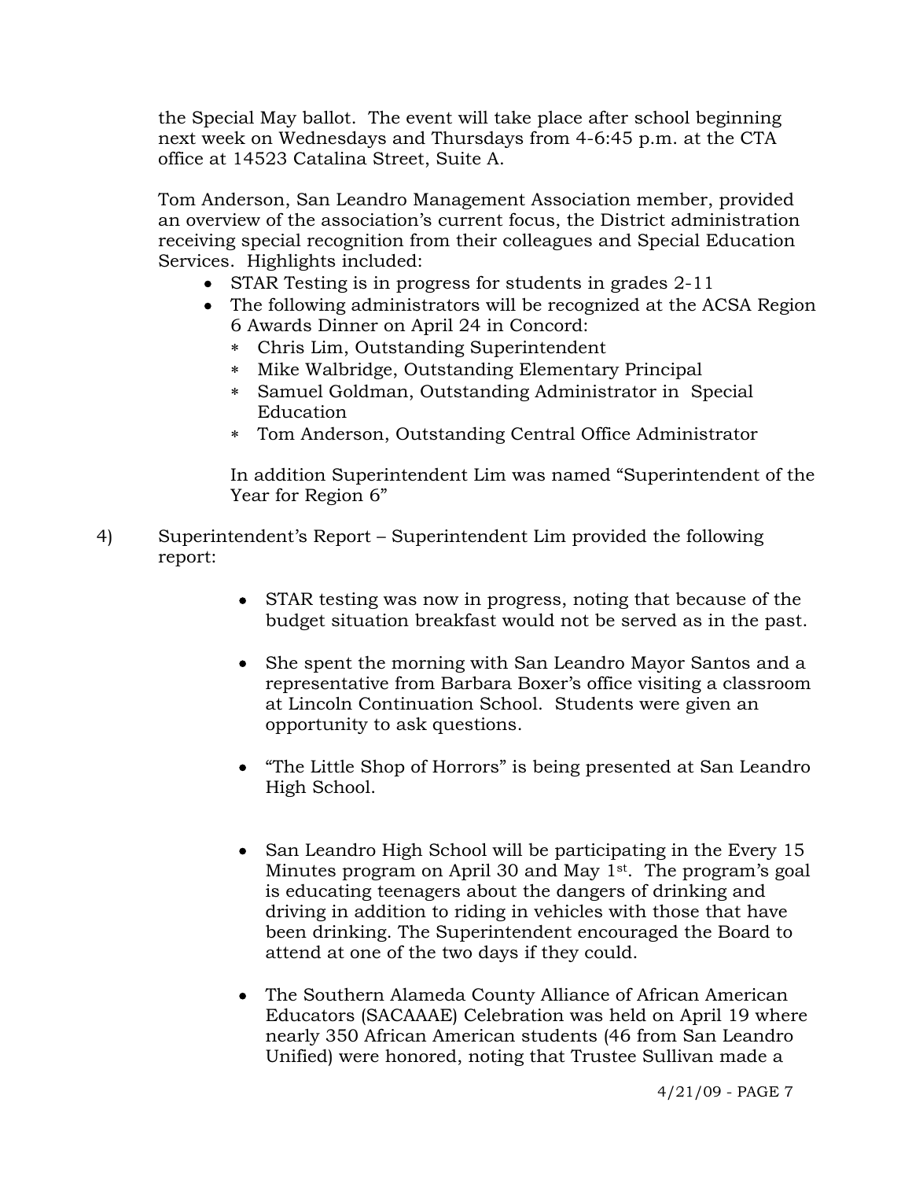the Special May ballot. The event will take place after school beginning next week on Wednesdays and Thursdays from 4-6:45 p.m. at the CTA office at 14523 Catalina Street, Suite A.

Tom Anderson, San Leandro Management Association member, provided an overview of the association's current focus, the District administration receiving special recognition from their colleagues and Special Education Services. Highlights included:

- STAR Testing is in progress for students in grades 2-11
- The following administrators will be recognized at the ACSA Region 6 Awards Dinner on April 24 in Concord:
  - Chris Lim, Outstanding Superintendent
  - Mike Walbridge, Outstanding Elementary Principal
  - Samuel Goldman, Outstanding Administrator in Special Education
  - Tom Anderson, Outstanding Central Office Administrator

  In addition Superintendent Lim was named "Superintendent of the Year for Region 6"

4) Superintendent's Report – Superintendent Lim provided the following report:

- STAR testing was now in progress, noting that because of the budget situation breakfast would not be served as in the past.

- She spent the morning with San Leandro Mayor Santos and a representative from Barbara Boxer's office visiting a classroom at Lincoln Continuation School. Students were given an opportunity to ask questions.

- "The Little Shop of Horrors" is being presented at San Leandro High School.

- San Leandro High School will be participating in the Every 15 Minutes program on April 30 and May 1st. The program's goal is educating teenagers about the dangers of drinking and driving in addition to riding in vehicles with those that have been drinking. The Superintendent encouraged the Board to attend at one of the two days if they could.

- The Southern Alameda County Alliance of African American Educators (SACAAAE) Celebration was held on April 19 where nearly 350 African American students (46 from San Leandro Unified) were honored, noting that Trustee Sullivan made a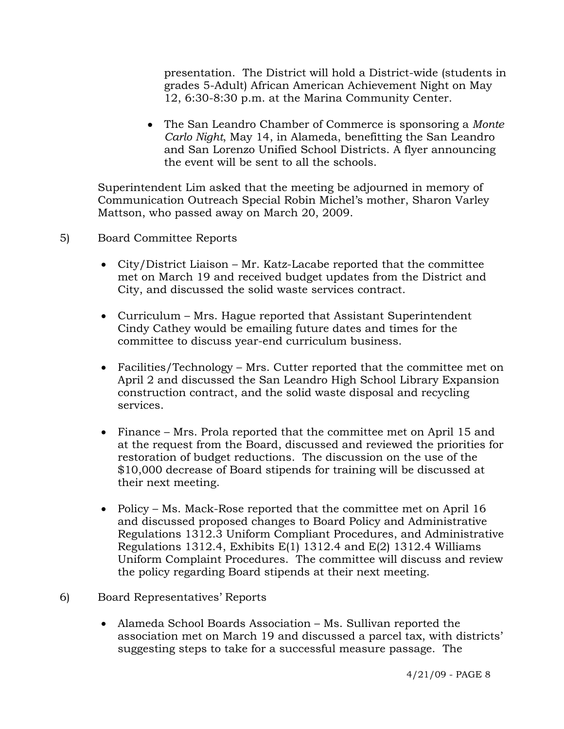presentation. The District will hold a District-wide (students in grades 5-Adult) African American Achievement Night on May 12, 6:30-8:30 p.m. at the Marina Community Center.

- The San Leandro Chamber of Commerce is sponsoring a *Monte Carlo Night*, May 14, in Alameda, benefitting the San Leandro and San Lorenzo Unified School Districts. A flyer announcing the event will be sent to all the schools.

Superintendent Lim asked that the meeting be adjourned in memory of Communication Outreach Special Robin Michel's mother, Sharon Varley Mattson, who passed away on March 20, 2009.

5) Board Committee Reports

- City/District Liaison – Mr. Katz-Lacabe reported that the committee met on March 19 and received budget updates from the District and City, and discussed the solid waste services contract.

- Curriculum – Mrs. Hague reported that Assistant Superintendent Cindy Cathey would be emailing future dates and times for the committee to discuss year-end curriculum business.

- Facilities/Technology – Mrs. Cutter reported that the committee met on April 2 and discussed the San Leandro High School Library Expansion construction contract, and the solid waste disposal and recycling services.

- Finance – Mrs. Prola reported that the committee met on April 15 and at the request from the Board, discussed and reviewed the priorities for restoration of budget reductions. The discussion on the use of the $10,000 decrease of Board stipends for training will be discussed at their next meeting.

- Policy – Ms. Mack-Rose reported that the committee met on April 16 and discussed proposed changes to Board Policy and Administrative Regulations 1312.3 Uniform Compliant Procedures, and Administrative Regulations 1312.4, Exhibits E(1) 1312.4 and E(2) 1312.4 Williams Uniform Complaint Procedures. The committee will discuss and review the policy regarding Board stipends at their next meeting.

6) Board Representatives' Reports

- Alameda School Boards Association – Ms. Sullivan reported the association met on March 19 and discussed a parcel tax, with districts' suggesting steps to take for a successful measure passage. The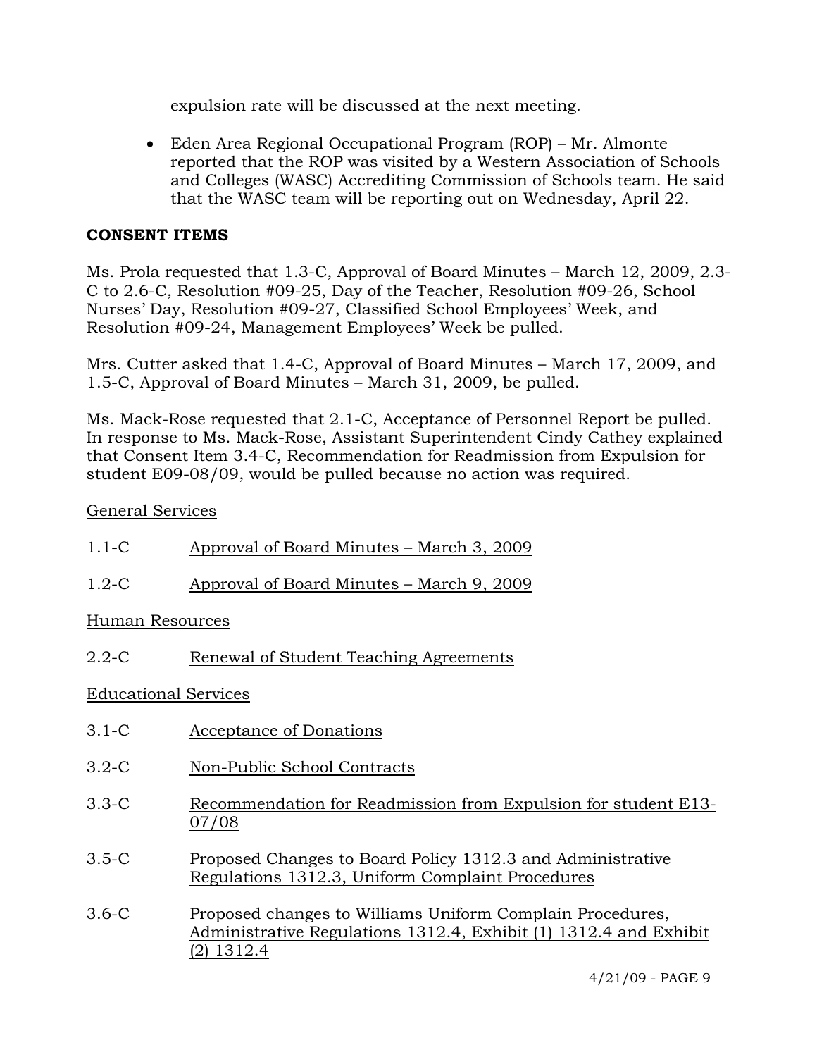expulsion rate will be discussed at the next meeting.

- Eden Area Regional Occupational Program (ROP) – Mr. Almonte reported that the ROP was visited by a Western Association of Schools and Colleges (WASC) Accrediting Commission of Schools team. He said that the WASC team will be reporting out on Wednesday, April 22.

**CONSENT ITEMS**

Ms. Prola requested that 1.3-C, Approval of Board Minutes – March 12, 2009, 2.3-C to 2.6-C, Resolution #09-25, Day of the Teacher, Resolution #09-26, School Nurses' Day, Resolution #09-27, Classified School Employees' Week, and Resolution #09-24, Management Employees' Week be pulled.

Mrs. Cutter asked that 1.4-C, Approval of Board Minutes – March 17, 2009, and 1.5-C, Approval of Board Minutes – March 31, 2009, be pulled.

Ms. Mack-Rose requested that 2.1-C, Acceptance of Personnel Report be pulled. In response to Ms. Mack-Rose, Assistant Superintendent Cindy Cathey explained that Consent Item 3.4-C, Recommendation for Readmission from Expulsion for student E09-08/09, would be pulled because no action was required.

<u>General Services</u>

1.1-C <u>Approval of Board Minutes – March 3, 2009</u>

1.2-C <u>Approval of Board Minutes – March 9, 2009</u>

<u>Human Resources</u>

2.2-C <u>Renewal of Student Teaching Agreements</u>

<u>Educational Services</u>

3.1-C <u>Acceptance of Donations</u>

3.2-C <u>Non-Public School Contracts</u>

3.3-C <u>Recommendation for Readmission from Expulsion for student E13-07/08</u>

3.5-C <u>Proposed Changes to Board Policy 1312.3 and Administrative Regulations 1312.3, Uniform Complaint Procedures</u>

3.6-C <u>Proposed changes to Williams Uniform Complain Procedures, Administrative Regulations 1312.4, Exhibit (1) 1312.4 and Exhibit (2) 1312.4</u>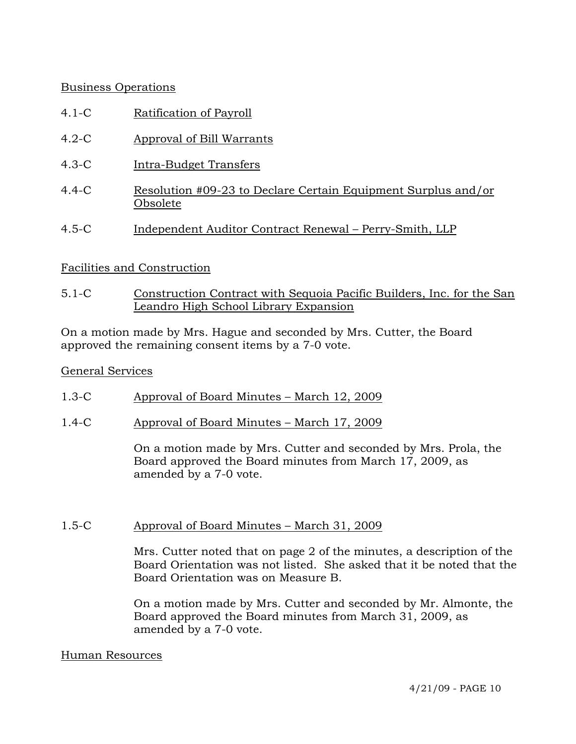Business Operations

4.1-C Ratification of Payroll

4.2-C Approval of Bill Warrants

4.3-C Intra-Budget Transfers

4.4-C Resolution #09-23 to Declare Certain Equipment Surplus and/or Obsolete

4.5-C Independent Auditor Contract Renewal – Perry-Smith, LLP

Facilities and Construction

5.1-C Construction Contract with Sequoia Pacific Builders, Inc. for the San Leandro High School Library Expansion

On a motion made by Mrs. Hague and seconded by Mrs. Cutter, the Board approved the remaining consent items by a 7-0 vote.

General Services

1.3-C Approval of Board Minutes – March 12, 2009

1.4-C Approval of Board Minutes – March 17, 2009

On a motion made by Mrs. Cutter and seconded by Mrs. Prola, the Board approved the Board minutes from March 17, 2009, as amended by a 7-0 vote.

1.5-C Approval of Board Minutes – March 31, 2009

Mrs. Cutter noted that on page 2 of the minutes, a description of the Board Orientation was not listed. She asked that it be noted that the Board Orientation was on Measure B.

On a motion made by Mrs. Cutter and seconded by Mr. Almonte, the Board approved the Board minutes from March 31, 2009, as amended by a 7-0 vote.

Human Resources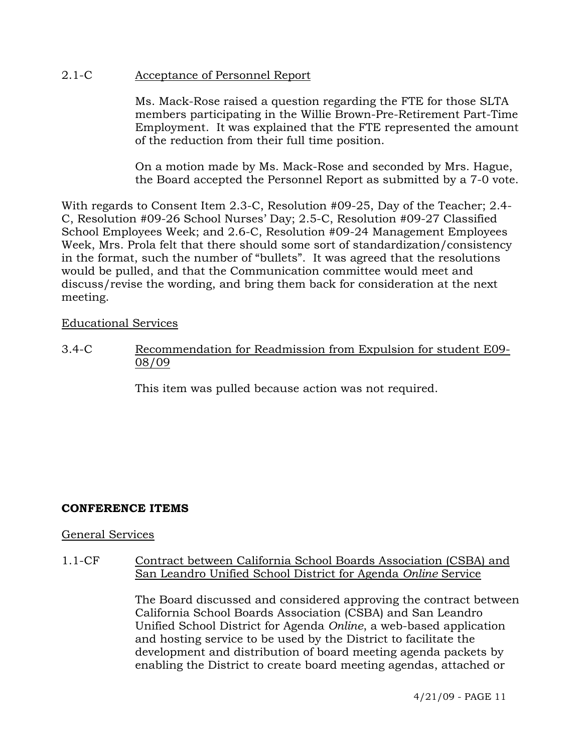2.1-C Acceptance of Personnel Report

Ms. Mack-Rose raised a question regarding the FTE for those SLTA members participating in the Willie Brown-Pre-Retirement Part-Time Employment. It was explained that the FTE represented the amount of the reduction from their full time position.

On a motion made by Ms. Mack-Rose and seconded by Mrs. Hague, the Board accepted the Personnel Report as submitted by a 7-0 vote.

With regards to Consent Item 2.3-C, Resolution #09-25, Day of the Teacher; 2.4-C, Resolution #09-26 School Nurses' Day; 2.5-C, Resolution #09-27 Classified School Employees Week; and 2.6-C, Resolution #09-24 Management Employees Week, Mrs. Prola felt that there should some sort of standardization/consistency in the format, such the number of "bullets". It was agreed that the resolutions would be pulled, and that the Communication committee would meet and discuss/revise the wording, and bring them back for consideration at the next meeting.

Educational Services

3.4-C Recommendation for Readmission from Expulsion for student E09-08/09

This item was pulled because action was not required.

**CONFERENCE ITEMS**

General Services

1.1-CF Contract between California School Boards Association (CSBA) and San Leandro Unified School District for Agenda *Online* Service

The Board discussed and considered approving the contract between California School Boards Association (CSBA) and San Leandro Unified School District for Agenda *Online*, a web-based application and hosting service to be used by the District to facilitate the development and distribution of board meeting agenda packets by enabling the District to create board meeting agendas, attached or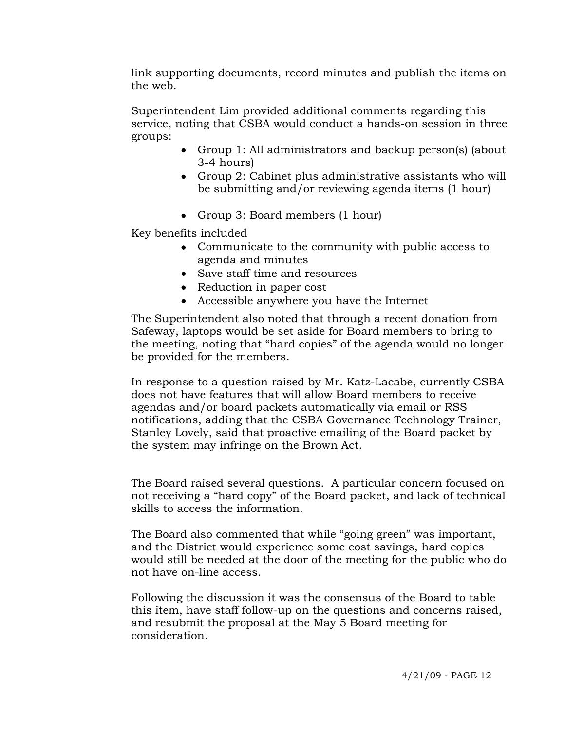link supporting documents, record minutes and publish the items on the web.

Superintendent Lim provided additional comments regarding this service, noting that CSBA would conduct a hands-on session in three groups:

- Group 1: All administrators and backup person(s) (about 3-4 hours)
- Group 2: Cabinet plus administrative assistants who will be submitting and/or reviewing agenda items (1 hour)
- Group 3: Board members (1 hour)

Key benefits included

- Communicate to the community with public access to agenda and minutes
- Save staff time and resources
- Reduction in paper cost
- Accessible anywhere you have the Internet

The Superintendent also noted that through a recent donation from Safeway, laptops would be set aside for Board members to bring to the meeting, noting that "hard copies" of the agenda would no longer be provided for the members.

In response to a question raised by Mr. Katz-Lacabe, currently CSBA does not have features that will allow Board members to receive agendas and/or board packets automatically via email or RSS notifications, adding that the CSBA Governance Technology Trainer, Stanley Lovely, said that proactive emailing of the Board packet by the system may infringe on the Brown Act.

The Board raised several questions. A particular concern focused on not receiving a "hard copy" of the Board packet, and lack of technical skills to access the information.

The Board also commented that while "going green" was important, and the District would experience some cost savings, hard copies would still be needed at the door of the meeting for the public who do not have on-line access.

Following the discussion it was the consensus of the Board to table this item, have staff follow-up on the questions and concerns raised, and resubmit the proposal at the May 5 Board meeting for consideration.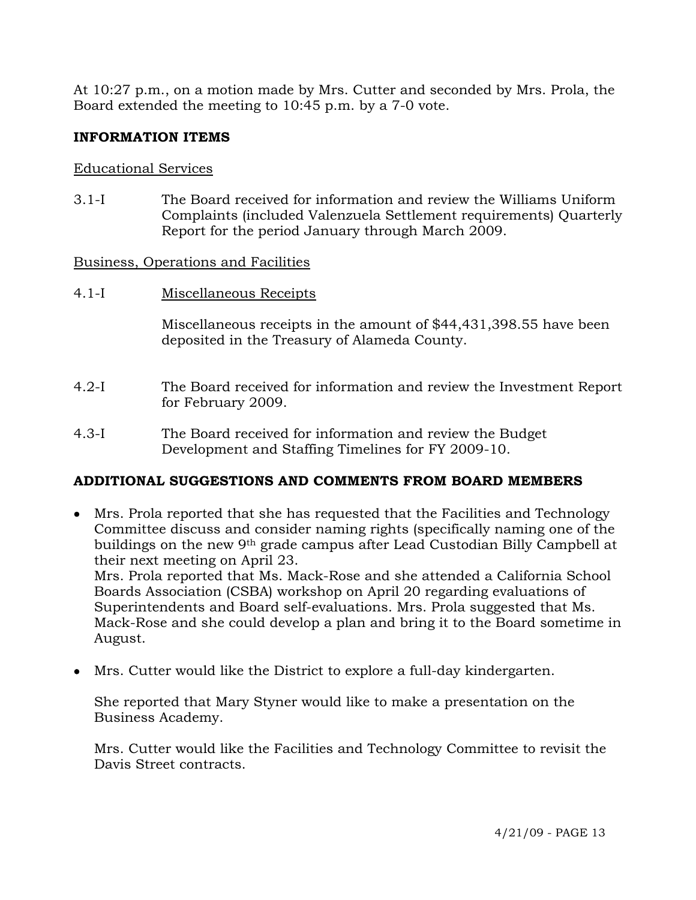At 10:27 p.m., on a motion made by Mrs. Cutter and seconded by Mrs. Prola, the Board extended the meeting to 10:45 p.m. by a 7-0 vote.

**INFORMATION ITEMS**

Educational Services

3.1-I The Board received for information and review the Williams Uniform Complaints (included Valenzuela Settlement requirements) Quarterly Report for the period January through March 2009.

Business, Operations and Facilities

4.1-I Miscellaneous Receipts

Miscellaneous receipts in the amount of $44,431,398.55 have been deposited in the Treasury of Alameda County.

4.2-I The Board received for information and review the Investment Report for February 2009.

4.3-I The Board received for information and review the Budget Development and Staffing Timelines for FY 2009-10.

**ADDITIONAL SUGGESTIONS AND COMMENTS FROM BOARD MEMBERS**

- Mrs. Prola reported that she has requested that the Facilities and Technology Committee discuss and consider naming rights (specifically naming one of the buildings on the new 9th grade campus after Lead Custodian Billy Campbell at their next meeting on April 23.
  Mrs. Prola reported that Ms. Mack-Rose and she attended a California School Boards Association (CSBA) workshop on April 20 regarding evaluations of Superintendents and Board self-evaluations. Mrs. Prola suggested that Ms. Mack-Rose and she could develop a plan and bring it to the Board sometime in August.

- Mrs. Cutter would like the District to explore a full-day kindergarten.

  She reported that Mary Styner would like to make a presentation on the Business Academy.

  Mrs. Cutter would like the Facilities and Technology Committee to revisit the Davis Street contracts.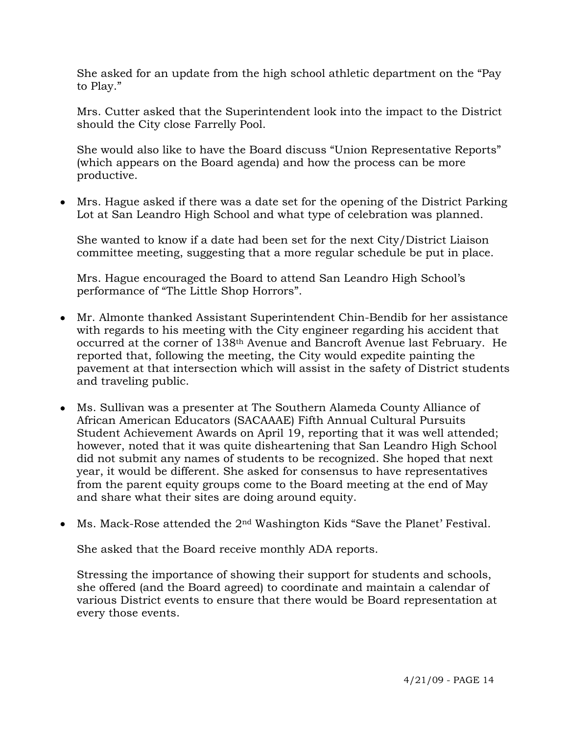She asked for an update from the high school athletic department on the "Pay to Play."

Mrs. Cutter asked that the Superintendent look into the impact to the District should the City close Farrelly Pool.

She would also like to have the Board discuss "Union Representative Reports" (which appears on the Board agenda) and how the process can be more productive.

- Mrs. Hague asked if there was a date set for the opening of the District Parking Lot at San Leandro High School and what type of celebration was planned.

  She wanted to know if a date had been set for the next City/District Liaison committee meeting, suggesting that a more regular schedule be put in place.

  Mrs. Hague encouraged the Board to attend San Leandro High School's performance of "The Little Shop Horrors".

- Mr. Almonte thanked Assistant Superintendent Chin-Bendib for her assistance with regards to his meeting with the City engineer regarding his accident that occurred at the corner of 138th Avenue and Bancroft Avenue last February. He reported that, following the meeting, the City would expedite painting the pavement at that intersection which will assist in the safety of District students and traveling public.

- Ms. Sullivan was a presenter at The Southern Alameda County Alliance of African American Educators (SACAAAE) Fifth Annual Cultural Pursuits Student Achievement Awards on April 19, reporting that it was well attended; however, noted that it was quite disheartening that San Leandro High School did not submit any names of students to be recognized. She hoped that next year, it would be different. She asked for consensus to have representatives from the parent equity groups come to the Board meeting at the end of May and share what their sites are doing around equity.

- Ms. Mack-Rose attended the 2nd Washington Kids "Save the Planet' Festival.

  She asked that the Board receive monthly ADA reports.

  Stressing the importance of showing their support for students and schools, she offered (and the Board agreed) to coordinate and maintain a calendar of various District events to ensure that there would be Board representation at every those events.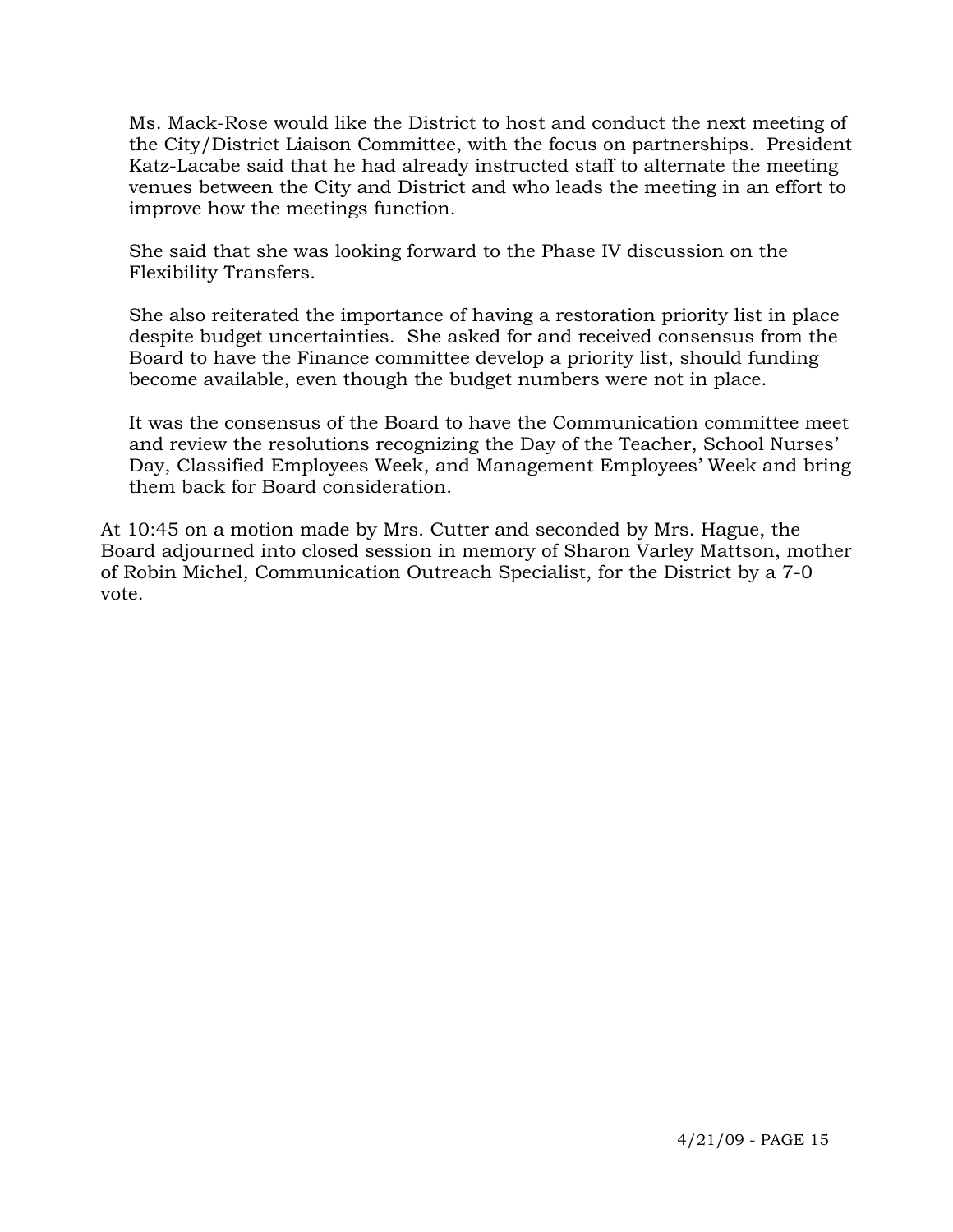Ms. Mack-Rose would like the District to host and conduct the next meeting of the City/District Liaison Committee, with the focus on partnerships. President Katz-Lacabe said that he had already instructed staff to alternate the meeting venues between the City and District and who leads the meeting in an effort to improve how the meetings function.

She said that she was looking forward to the Phase IV discussion on the Flexibility Transfers.

She also reiterated the importance of having a restoration priority list in place despite budget uncertainties. She asked for and received consensus from the Board to have the Finance committee develop a priority list, should funding become available, even though the budget numbers were not in place.

It was the consensus of the Board to have the Communication committee meet and review the resolutions recognizing the Day of the Teacher, School Nurses' Day, Classified Employees Week, and Management Employees' Week and bring them back for Board consideration.

At 10:45 on a motion made by Mrs. Cutter and seconded by Mrs. Hague, the Board adjourned into closed session in memory of Sharon Varley Mattson, mother of Robin Michel, Communication Outreach Specialist, for the District by a 7-0 vote.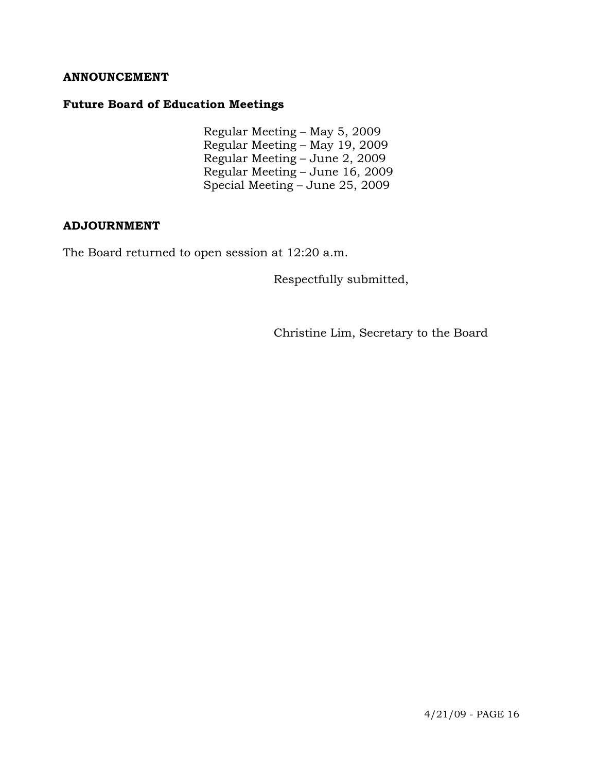**ANNOUNCEMENT**

**Future Board of Education Meetings**

Regular Meeting – May 5, 2009
Regular Meeting – May 19, 2009
Regular Meeting – June 2, 2009
Regular Meeting – June 16, 2009
Special Meeting – June 25, 2009

**ADJOURNMENT**

The Board returned to open session at 12:20 a.m.

Respectfully submitted,

Christine Lim, Secretary to the Board